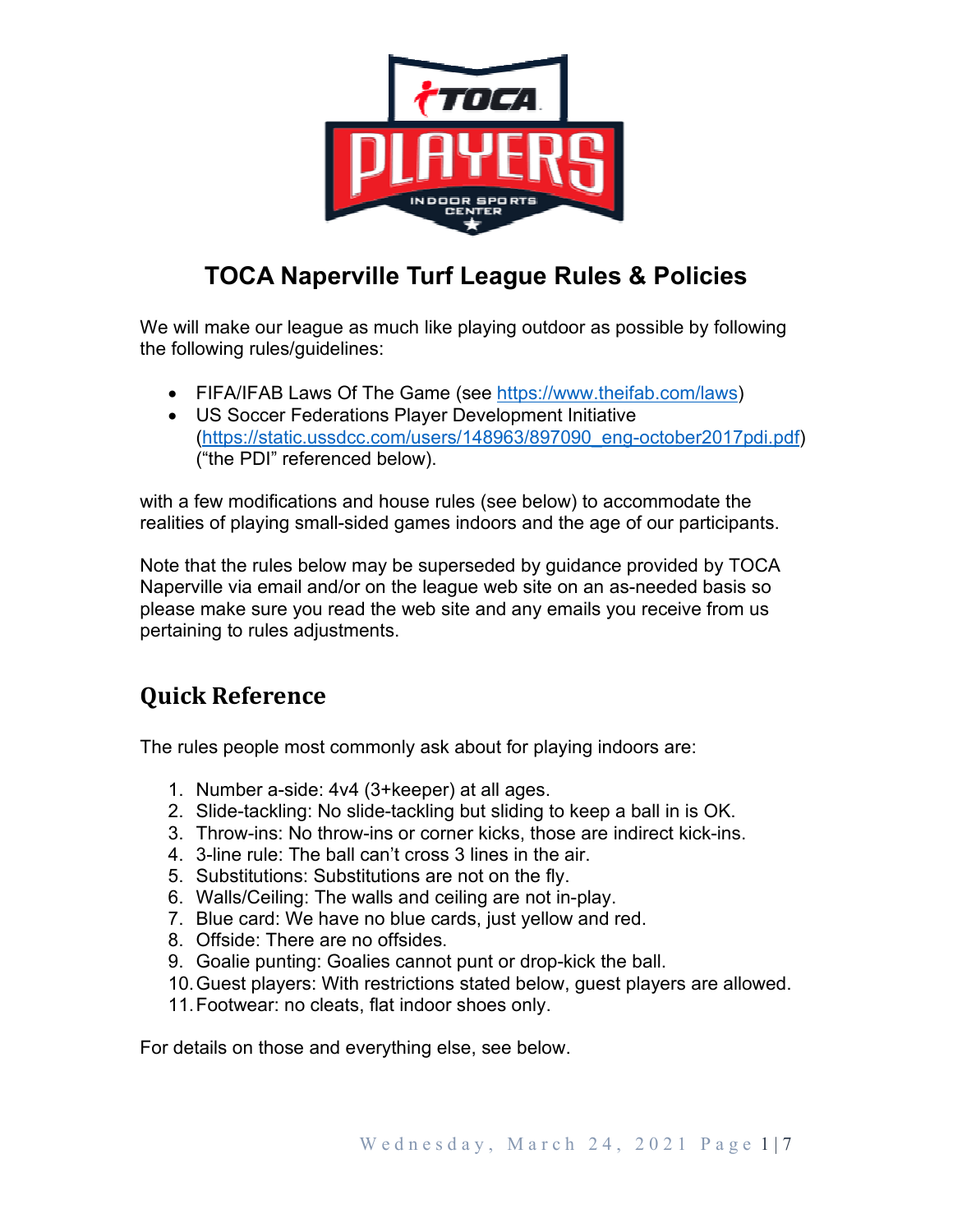# TOCA Naperville Turf League Rules & Policies

We will make our league as much like playing outdoor as possible by following the following rules/guidelines:

- FIFA/IFAB Laws Of The Game (see https://www.theifab.com/laws)
- US Soccer Federations Player Development Initiative (https://static.ussdcc.com/users/148963/897090_eng-october2017pdi.pdf) ("the PDI" referenced below).

with a few modifications and house rules (see below) to accommodate the realities of playing small-sided games indoors and the age of our participants.

Note that the rules below may be superseded by guidance provided by TOCA Naperville via email and/or on the league web site on an as-needed basis so please make sure you read the web site and any emails you receive from us pertaining to rules adjustments.

## Quick Reference

The rules people most commonly ask about for playing indoors are:

1. Number a-side: 4v4 (3+keeper) at all ages.
2. Slide-tackling: No slide-tackling but sliding to keep a ball in is OK.
3. Throw-ins: No throw-ins or corner kicks, those are indirect kick-ins.
4. 3-line rule: The ball can't cross 3 lines in the air.
5. Substitutions: Substitutions are not on the fly.
6. Walls/Ceiling: The walls and ceiling are not in-play.
7. Blue card: We have no blue cards, just yellow and red.
8. Offside: There are no offsides.
9. Goalie punting: Goalies cannot punt or drop-kick the ball.
10. Guest players: With restrictions stated below, guest players are allowed.
11. Footwear: no cleats, flat indoor shoes only.

For details on those and everything else, see below.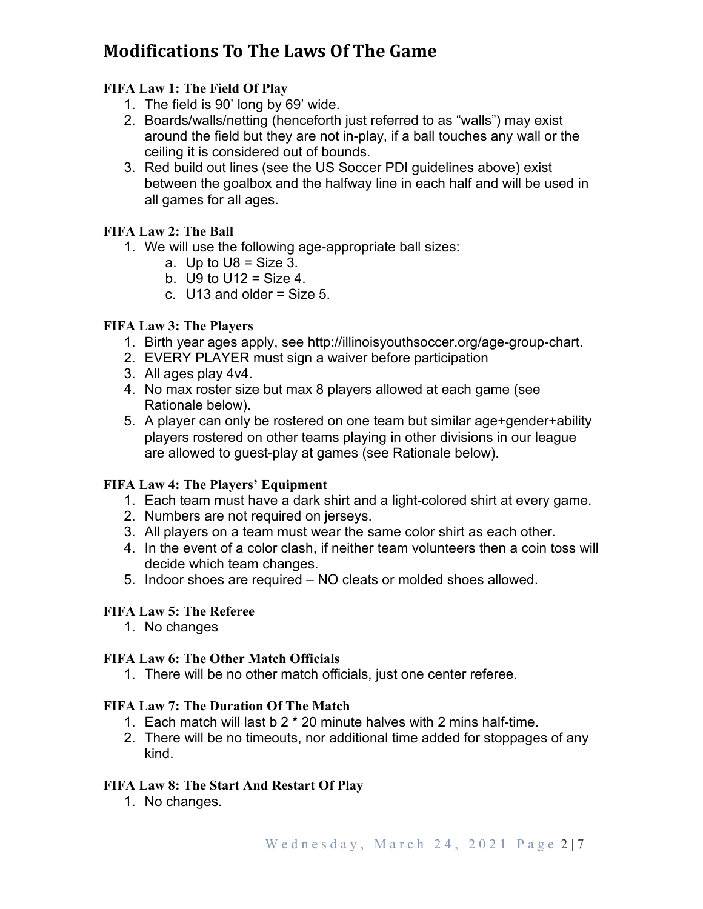# Modifications To The Laws Of The Game

### FIFA Law 1: The Field Of Play

1. The field is 90' long by 69' wide.
2. Boards/walls/netting (henceforth just referred to as "walls") may exist around the field but they are not in-play, if a ball touches any wall or the ceiling it is considered out of bounds.
3. Red build out lines (see the US Soccer PDI guidelines above) exist between the goalbox and the halfway line in each half and will be used in all games for all ages.

### FIFA Law 2: The Ball

1. We will use the following age-appropriate ball sizes:
   a. Up to U8 = Size 3.
   b. U9 to U12 = Size 4.
   c. U13 and older = Size 5.

### FIFA Law 3: The Players

1. Birth year ages apply, see http://illinoisyouthsoccer.org/age-group-chart.
2. EVERY PLAYER must sign a waiver before participation
3. All ages play 4v4.
4. No max roster size but max 8 players allowed at each game (see Rationale below).
5. A player can only be rostered on one team but similar age+gender+ability players rostered on other teams playing in other divisions in our league are allowed to guest-play at games (see Rationale below).

### FIFA Law 4: The Players' Equipment

1. Each team must have a dark shirt and a light-colored shirt at every game.
2. Numbers are not required on jerseys.
3. All players on a team must wear the same color shirt as each other.
4. In the event of a color clash, if neither team volunteers then a coin toss will decide which team changes.
5. Indoor shoes are required – NO cleats or molded shoes allowed.

### FIFA Law 5: The Referee

1. No changes

### FIFA Law 6: The Other Match Officials

1. There will be no other match officials, just one center referee.

### FIFA Law 7: The Duration Of The Match

1. Each match will last b 2 * 20 minute halves with 2 mins half-time.
2. There will be no timeouts, nor additional time added for stoppages of any kind.

### FIFA Law 8: The Start And Restart Of Play

1. No changes.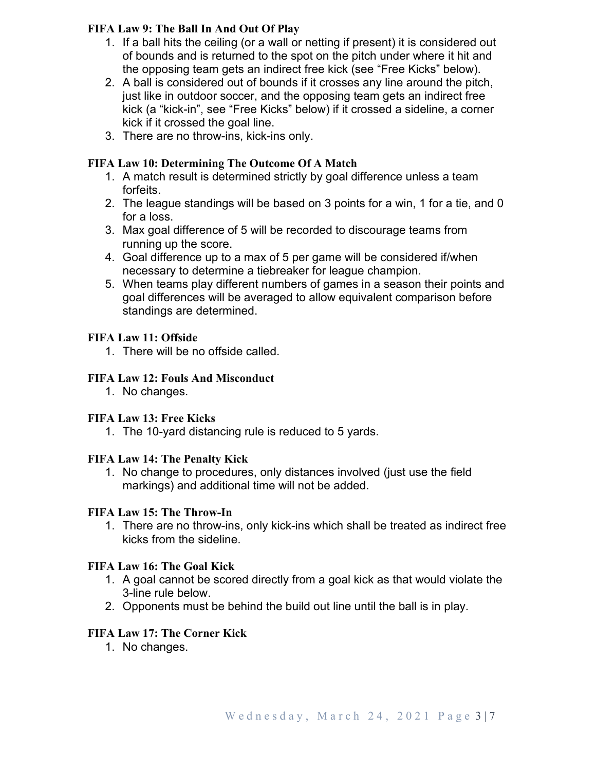### FIFA Law 9: The Ball In And Out Of Play

1. If a ball hits the ceiling (or a wall or netting if present) it is considered out of bounds and is returned to the spot on the pitch under where it hit and the opposing team gets an indirect free kick (see "Free Kicks" below).
2. A ball is considered out of bounds if it crosses any line around the pitch, just like in outdoor soccer, and the opposing team gets an indirect free kick (a "kick-in", see "Free Kicks" below) if it crossed a sideline, a corner kick if it crossed the goal line.
3. There are no throw-ins, kick-ins only.

### FIFA Law 10: Determining The Outcome Of A Match

1. A match result is determined strictly by goal difference unless a team forfeits.
2. The league standings will be based on 3 points for a win, 1 for a tie, and 0 for a loss.
3. Max goal difference of 5 will be recorded to discourage teams from running up the score.
4. Goal difference up to a max of 5 per game will be considered if/when necessary to determine a tiebreaker for league champion.
5. When teams play different numbers of games in a season their points and goal differences will be averaged to allow equivalent comparison before standings are determined.

### FIFA Law 11: Offside

1. There will be no offside called.

### FIFA Law 12: Fouls And Misconduct

1. No changes.

### FIFA Law 13: Free Kicks

1. The 10-yard distancing rule is reduced to 5 yards.

### FIFA Law 14: The Penalty Kick

1. No change to procedures, only distances involved (just use the field markings) and additional time will not be added.

### FIFA Law 15: The Throw-In

1. There are no throw-ins, only kick-ins which shall be treated as indirect free kicks from the sideline.

### FIFA Law 16: The Goal Kick

1. A goal cannot be scored directly from a goal kick as that would violate the 3-line rule below.
2. Opponents must be behind the build out line until the ball is in play.

### FIFA Law 17: The Corner Kick

1. No changes.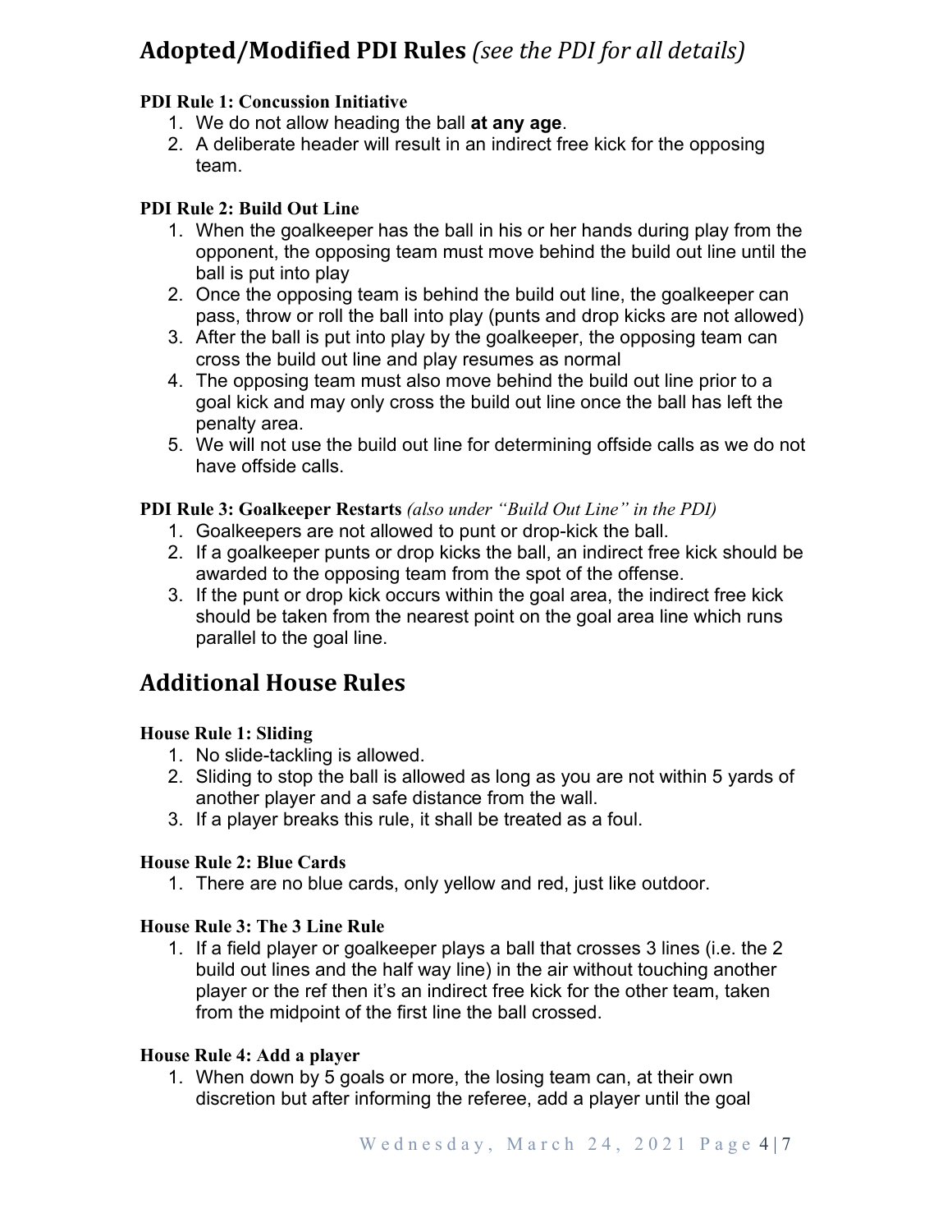## Adopted/Modified PDI Rules *(see the PDI for all details)*

**PDI Rule 1: Concussion Initiative**

1. We do not allow heading the ball **at any age**.
2. A deliberate header will result in an indirect free kick for the opposing team.

**PDI Rule 2: Build Out Line**

1. When the goalkeeper has the ball in his or her hands during play from the opponent, the opposing team must move behind the build out line until the ball is put into play
2. Once the opposing team is behind the build out line, the goalkeeper can pass, throw or roll the ball into play (punts and drop kicks are not allowed)
3. After the ball is put into play by the goalkeeper, the opposing team can cross the build out line and play resumes as normal
4. The opposing team must also move behind the build out line prior to a goal kick and may only cross the build out line once the ball has left the penalty area.
5. We will not use the build out line for determining offside calls as we do not have offside calls.

**PDI Rule 3: Goalkeeper Restarts** *(also under "Build Out Line" in the PDI)*

1. Goalkeepers are not allowed to punt or drop-kick the ball.
2. If a goalkeeper punts or drop kicks the ball, an indirect free kick should be awarded to the opposing team from the spot of the offense.
3. If the punt or drop kick occurs within the goal area, the indirect free kick should be taken from the nearest point on the goal area line which runs parallel to the goal line.

## Additional House Rules

**House Rule 1: Sliding**

1. No slide-tackling is allowed.
2. Sliding to stop the ball is allowed as long as you are not within 5 yards of another player and a safe distance from the wall.
3. If a player breaks this rule, it shall be treated as a foul.

**House Rule 2: Blue Cards**

1. There are no blue cards, only yellow and red, just like outdoor.

**House Rule 3: The 3 Line Rule**

1. If a field player or goalkeeper plays a ball that crosses 3 lines (i.e. the 2 build out lines and the half way line) in the air without touching another player or the ref then it's an indirect free kick for the other team, taken from the midpoint of the first line the ball crossed.

**House Rule 4: Add a player**

1. When down by 5 goals or more, the losing team can, at their own discretion but after informing the referee, add a player until the goal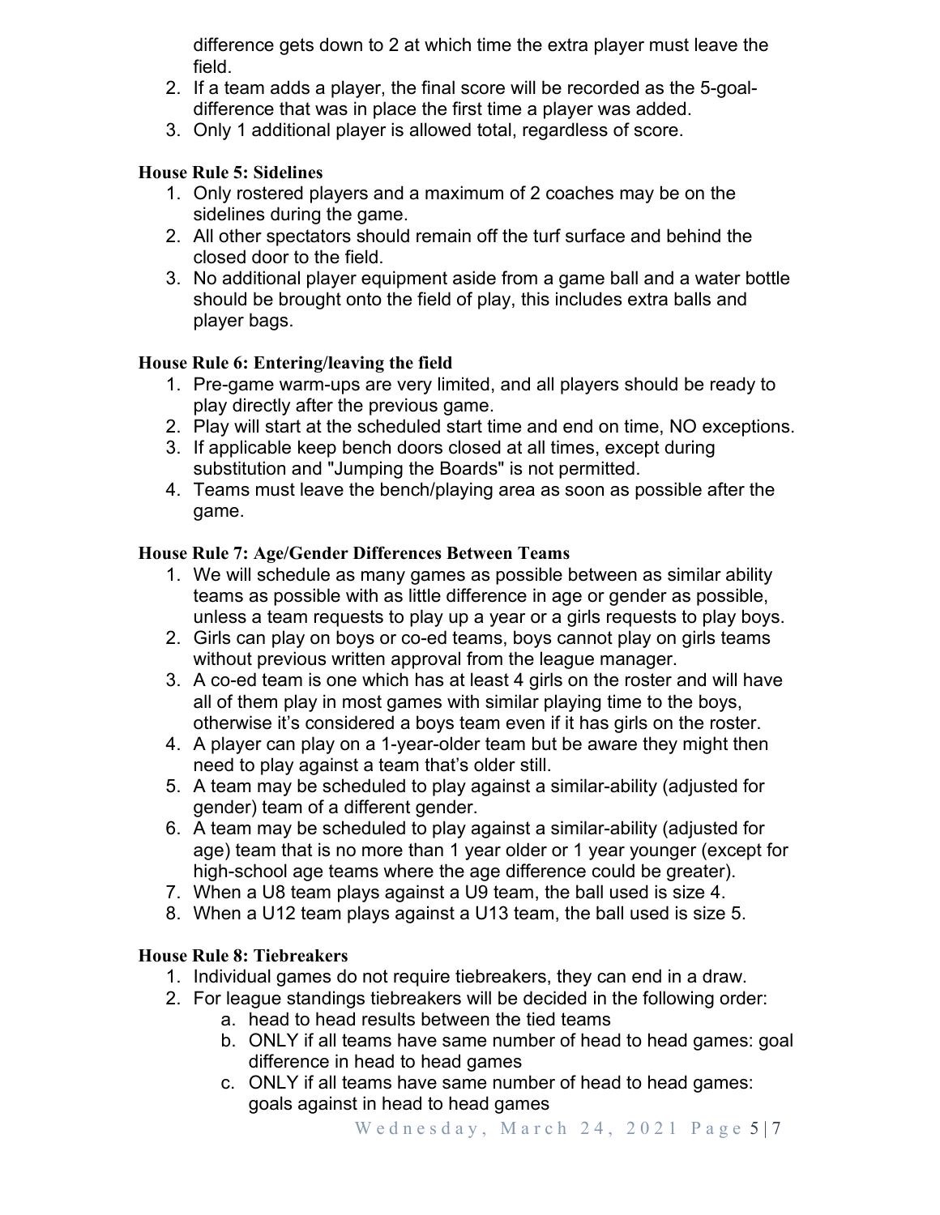difference gets down to 2 at which time the extra player must leave the field.

2. If a team adds a player, the final score will be recorded as the 5-goal-difference that was in place the first time a player was added.
3. Only 1 additional player is allowed total, regardless of score.

### House Rule 5: Sidelines

1. Only rostered players and a maximum of 2 coaches may be on the sidelines during the game.
2. All other spectators should remain off the turf surface and behind the closed door to the field.
3. No additional player equipment aside from a game ball and a water bottle should be brought onto the field of play, this includes extra balls and player bags.

### House Rule 6: Entering/leaving the field

1. Pre-game warm-ups are very limited, and all players should be ready to play directly after the previous game.
2. Play will start at the scheduled start time and end on time, NO exceptions.
3. If applicable keep bench doors closed at all times, except during substitution and "Jumping the Boards" is not permitted.
4. Teams must leave the bench/playing area as soon as possible after the game.

### House Rule 7: Age/Gender Differences Between Teams

1. We will schedule as many games as possible between as similar ability teams as possible with as little difference in age or gender as possible, unless a team requests to play up a year or a girls requests to play boys.
2. Girls can play on boys or co-ed teams, boys cannot play on girls teams without previous written approval from the league manager.
3. A co-ed team is one which has at least 4 girls on the roster and will have all of them play in most games with similar playing time to the boys, otherwise it's considered a boys team even if it has girls on the roster.
4. A player can play on a 1-year-older team but be aware they might then need to play against a team that's older still.
5. A team may be scheduled to play against a similar-ability (adjusted for gender) team of a different gender.
6. A team may be scheduled to play against a similar-ability (adjusted for age) team that is no more than 1 year older or 1 year younger (except for high-school age teams where the age difference could be greater).
7. When a U8 team plays against a U9 team, the ball used is size 4.
8. When a U12 team plays against a U13 team, the ball used is size 5.

### House Rule 8: Tiebreakers

1. Individual games do not require tiebreakers, they can end in a draw.
2. For league standings tiebreakers will be decided in the following order:
   a. head to head results between the tied teams
   b. ONLY if all teams have same number of head to head games: goal difference in head to head games
   c. ONLY if all teams have same number of head to head games: goals against in head to head games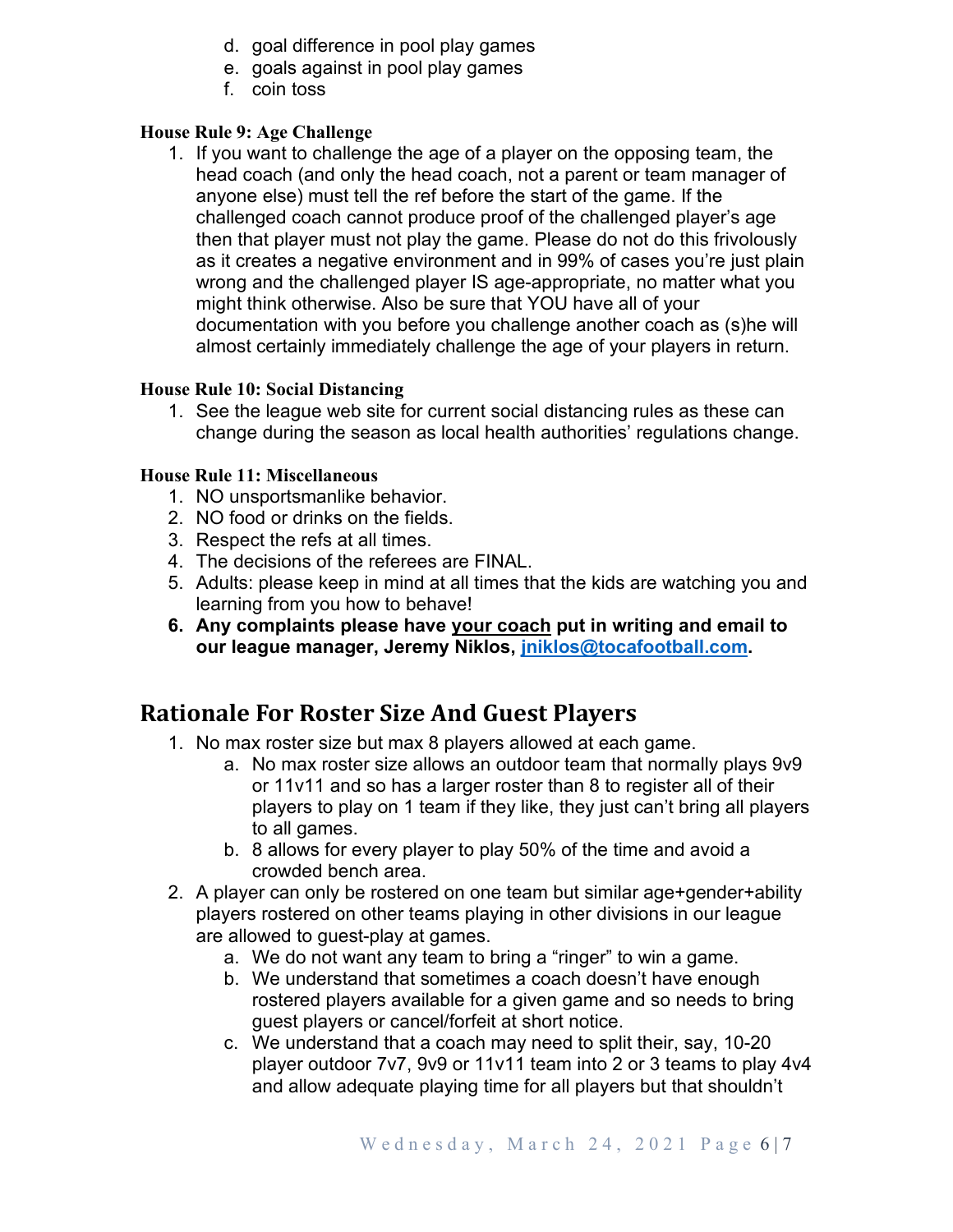d. goal difference in pool play games
e. goals against in pool play games
f. coin toss

### House Rule 9: Age Challenge

1. If you want to challenge the age of a player on the opposing team, the head coach (and only the head coach, not a parent or team manager of anyone else) must tell the ref before the start of the game. If the challenged coach cannot produce proof of the challenged player's age then that player must not play the game. Please do not do this frivolously as it creates a negative environment and in 99% of cases you're just plain wrong and the challenged player IS age-appropriate, no matter what you might think otherwise. Also be sure that YOU have all of your documentation with you before you challenge another coach as (s)he will almost certainly immediately challenge the age of your players in return.

### House Rule 10: Social Distancing

1. See the league web site for current social distancing rules as these can change during the season as local health authorities' regulations change.

### House Rule 11: Miscellaneous

1. NO unsportsmanlike behavior.
2. NO food or drinks on the fields.
3. Respect the refs at all times.
4. The decisions of the referees are FINAL.
5. Adults: please keep in mind at all times that the kids are watching you and learning from you how to behave!
6. **Any complaints please have <u>your coach</u> put in writing and email to our league manager, Jeremy Niklos, [jniklos@tocafootball.com](mailto:jniklos@tocafootball.com).**

## Rationale For Roster Size And Guest Players

1. No max roster size but max 8 players allowed at each game.
   a. No max roster size allows an outdoor team that normally plays 9v9 or 11v11 and so has a larger roster than 8 to register all of their players to play on 1 team if they like, they just can't bring all players to all games.
   b. 8 allows for every player to play 50% of the time and avoid a crowded bench area.
2. A player can only be rostered on one team but similar age+gender+ability players rostered on other teams playing in other divisions in our league are allowed to guest-play at games.
   a. We do not want any team to bring a "ringer" to win a game.
   b. We understand that sometimes a coach doesn't have enough rostered players available for a given game and so needs to bring guest players or cancel/forfeit at short notice.
   c. We understand that a coach may need to split their, say, 10-20 player outdoor 7v7, 9v9 or 11v11 team into 2 or 3 teams to play 4v4 and allow adequate playing time for all players but that shouldn't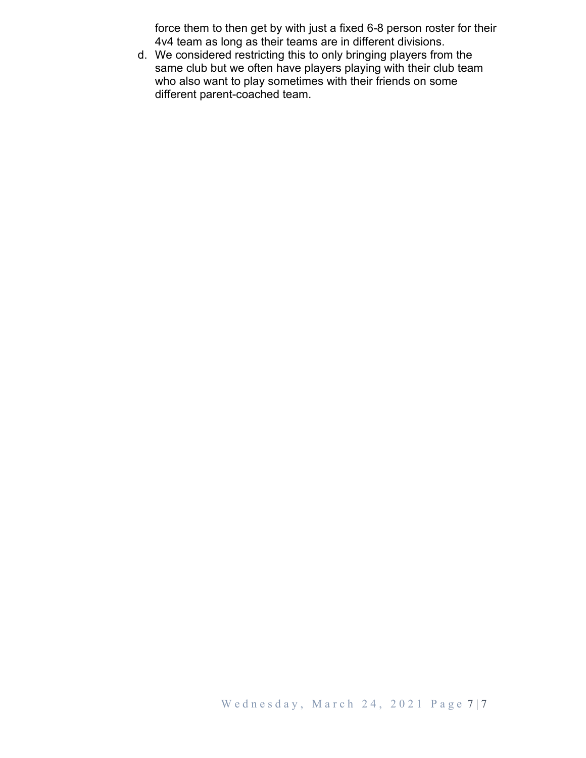force them to then get by with just a fixed 6-8 person roster for their 4v4 team as long as their teams are in different divisions.

d. We considered restricting this to only bringing players from the same club but we often have players playing with their club team who also want to play sometimes with their friends on some different parent-coached team.